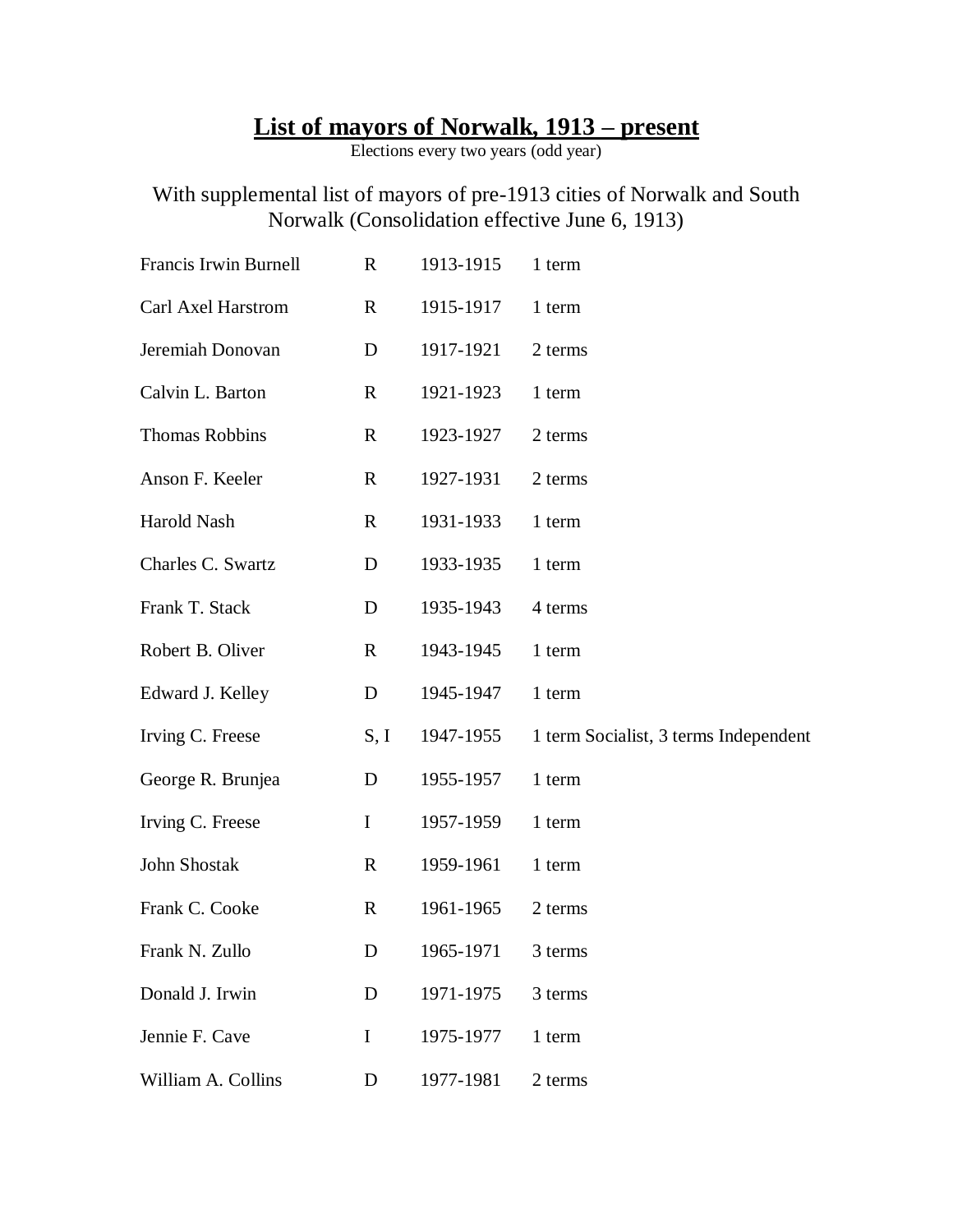# List of mayors of Norwalk, 1913 – present

Elections every two years (odd year)

With supplemental list of mayors of pre-1913 cities of Norwalk and South Norwalk (Consolidation effective June 6, 1913)

| | | | |
|---|---|---|---|
| Francis Irwin Burnell | R | 1913-1915 | 1 term |
| Carl Axel Harstrom | R | 1915-1917 | 1 term |
| Jeremiah Donovan | D | 1917-1921 | 2 terms |
| Calvin L. Barton | R | 1921-1923 | 1 term |
| Thomas Robbins | R | 1923-1927 | 2 terms |
| Anson F. Keeler | R | 1927-1931 | 2 terms |
| Harold Nash | R | 1931-1933 | 1 term |
| Charles C. Swartz | D | 1933-1935 | 1 term |
| Frank T. Stack | D | 1935-1943 | 4 terms |
| Robert B. Oliver | R | 1943-1945 | 1 term |
| Edward J. Kelley | D | 1945-1947 | 1 term |
| Irving C. Freese | S, I | 1947-1955 | 1 term Socialist, 3 terms Independent |
| George R. Brunjea | D | 1955-1957 | 1 term |
| Irving C. Freese | I | 1957-1959 | 1 term |
| John Shostak | R | 1959-1961 | 1 term |
| Frank C. Cooke | R | 1961-1965 | 2 terms |
| Frank N. Zullo | D | 1965-1971 | 3 terms |
| Donald J. Irwin | D | 1971-1975 | 3 terms |
| Jennie F. Cave | I | 1975-1977 | 1 term |
| William A. Collins | D | 1977-1981 | 2 terms |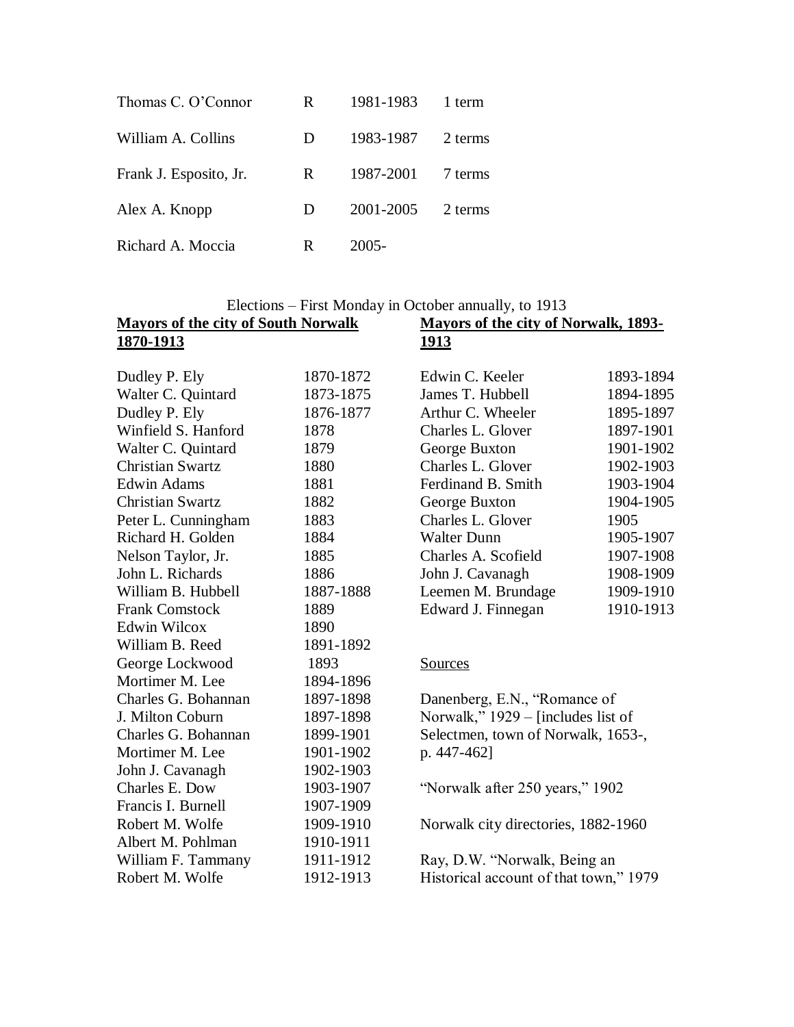| | | | |
|---|---|---|---|
| Thomas C. O'Connor | R | 1981-1983 | 1 term |
| William A. Collins | D | 1983-1987 | 2 terms |
| Frank J. Esposito, Jr. | R | 1987-2001 | 7 terms |
| Alex A. Knopp | D | 2001-2005 | 2 terms |
| Richard A. Moccia | R | 2005- | |

Elections – First Monday in October annually, to 1913

**<u>Mayors of the city of South Norwalk 1870-1913</u>**

| | |
|---|---|
| Dudley P. Ely | 1870-1872 |
| Walter C. Quintard | 1873-1875 |
| Dudley P. Ely | 1876-1877 |
| Winfield S. Hanford | 1878 |
| Walter C. Quintard | 1879 |
| Christian Swartz | 1880 |
| Edwin Adams | 1881 |
| Christian Swartz | 1882 |
| Peter L. Cunningham | 1883 |
| Richard H. Golden | 1884 |
| Nelson Taylor, Jr. | 1885 |
| John L. Richards | 1886 |
| William B. Hubbell | 1887-1888 |
| Frank Comstock | 1889 |
| Edwin Wilcox | 1890 |
| William B. Reed | 1891-1892 |
| George Lockwood | 1893 |
| Mortimer M. Lee | 1894-1896 |
| Charles G. Bohannan | 1897-1898 |
| J. Milton Coburn | 1897-1898 |
| Charles G. Bohannan | 1899-1901 |
| Mortimer M. Lee | 1901-1902 |
| John J. Cavanagh | 1902-1903 |
| Charles E. Dow | 1903-1907 |
| Francis I. Burnell | 1907-1909 |
| Robert M. Wolfe | 1909-1910 |
| Albert M. Pohlman | 1910-1911 |
| William F. Tammany | 1911-1912 |
| Robert M. Wolfe | 1912-1913 |

**<u>Mayors of the city of Norwalk, 1893-1913</u>**

| | |
|---|---|
| Edwin C. Keeler | 1893-1894 |
| James T. Hubbell | 1894-1895 |
| Arthur C. Wheeler | 1895-1897 |
| Charles L. Glover | 1897-1901 |
| George Buxton | 1901-1902 |
| Charles L. Glover | 1902-1903 |
| Ferdinand B. Smith | 1903-1904 |
| George Buxton | 1904-1905 |
| Charles L. Glover | 1905 |
| Walter Dunn | 1905-1907 |
| Charles A. Scofield | 1907-1908 |
| John J. Cavanagh | 1908-1909 |
| Leemen M. Brundage | 1909-1910 |
| Edward J. Finnegan | 1910-1913 |

<u>Sources</u>

Danenberg, E.N., "Romance of Norwalk," 1929 – [includes list of Selectmen, town of Norwalk, 1653-, p. 447-462]

"Norwalk after 250 years," 1902

Norwalk city directories, 1882-1960

Ray, D.W. "Norwalk, Being an Historical account of that town," 1979